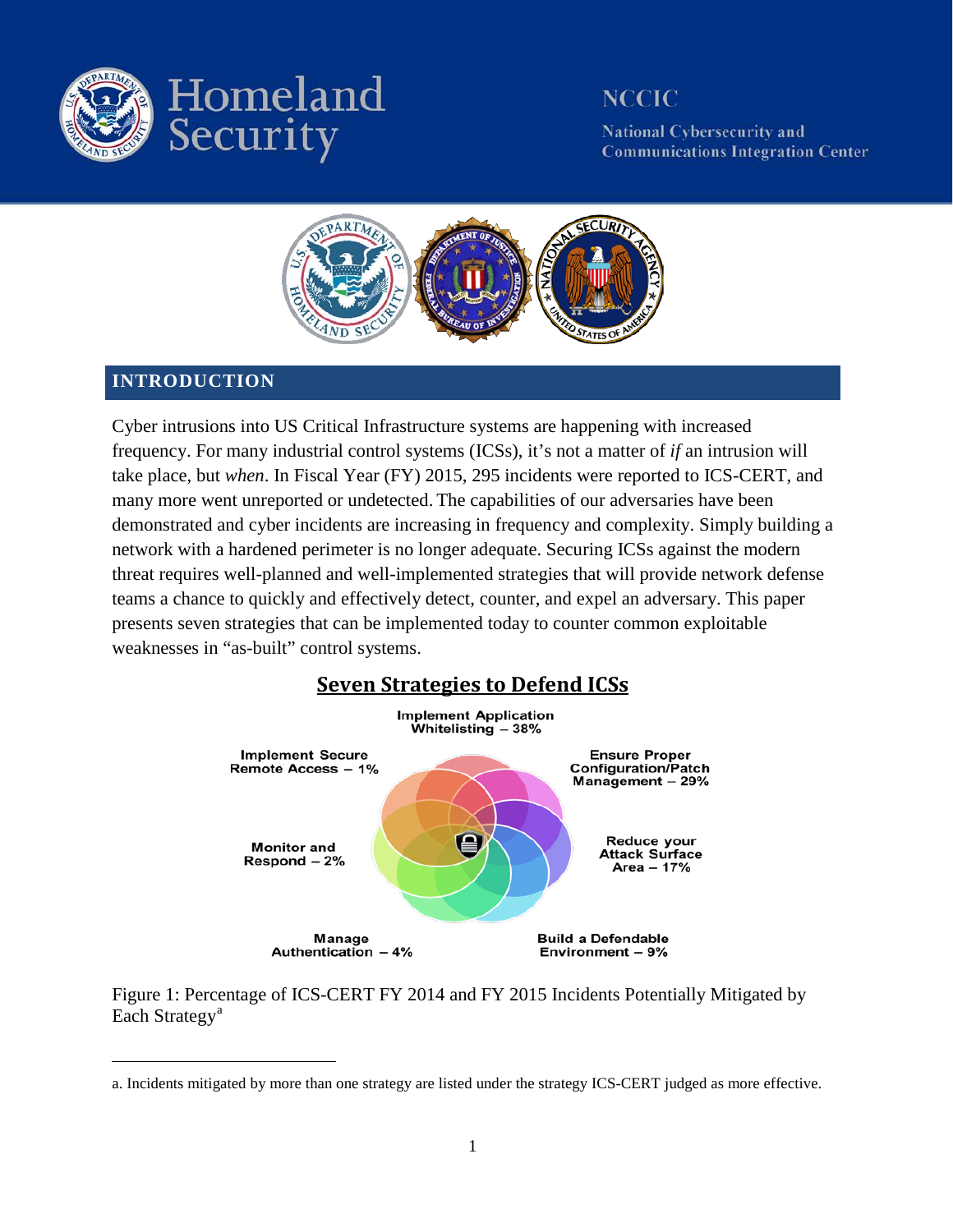Homeland Security

NCCIC

National Cybersecurity and Communications Integration Center

## INTRODUCTION

Cyber intrusions into US Critical Infrastructure systems are happening with increased frequency. For many industrial control systems (ICSs), it's not a matter of *if* an intrusion will take place, but *when*. In Fiscal Year (FY) 2015, 295 incidents were reported to ICS-CERT, and many more went unreported or undetected. The capabilities of our adversaries have been demonstrated and cyber incidents are increasing in frequency and complexity. Simply building a network with a hardened perimeter is no longer adequate. Securing ICSs against the modern threat requires well-planned and well-implemented strategies that will provide network defense teams a chance to quickly and effectively detect, counter, and expel an adversary. This paper presents seven strategies that can be implemented today to counter common exploitable weaknesses in "as-built" control systems.

**Seven Strategies to Defend ICSs**

- Implement Application Whitelisting – 38%
- Ensure Proper Configuration/Patch Management – 29%
- Reduce your Attack Surface Area – 17%
- Build a Defendable Environment – 9%
- Manage Authentication – 4%
- Monitor and Respond – 2%
- Implement Secure Remote Access – 1%

Figure 1: Percentage of ICS-CERT FY 2014 and FY 2015 Incidents Potentially Mitigated by Each Strategy[a]

a. Incidents mitigated by more than one strategy are listed under the strategy ICS-CERT judged as more effective.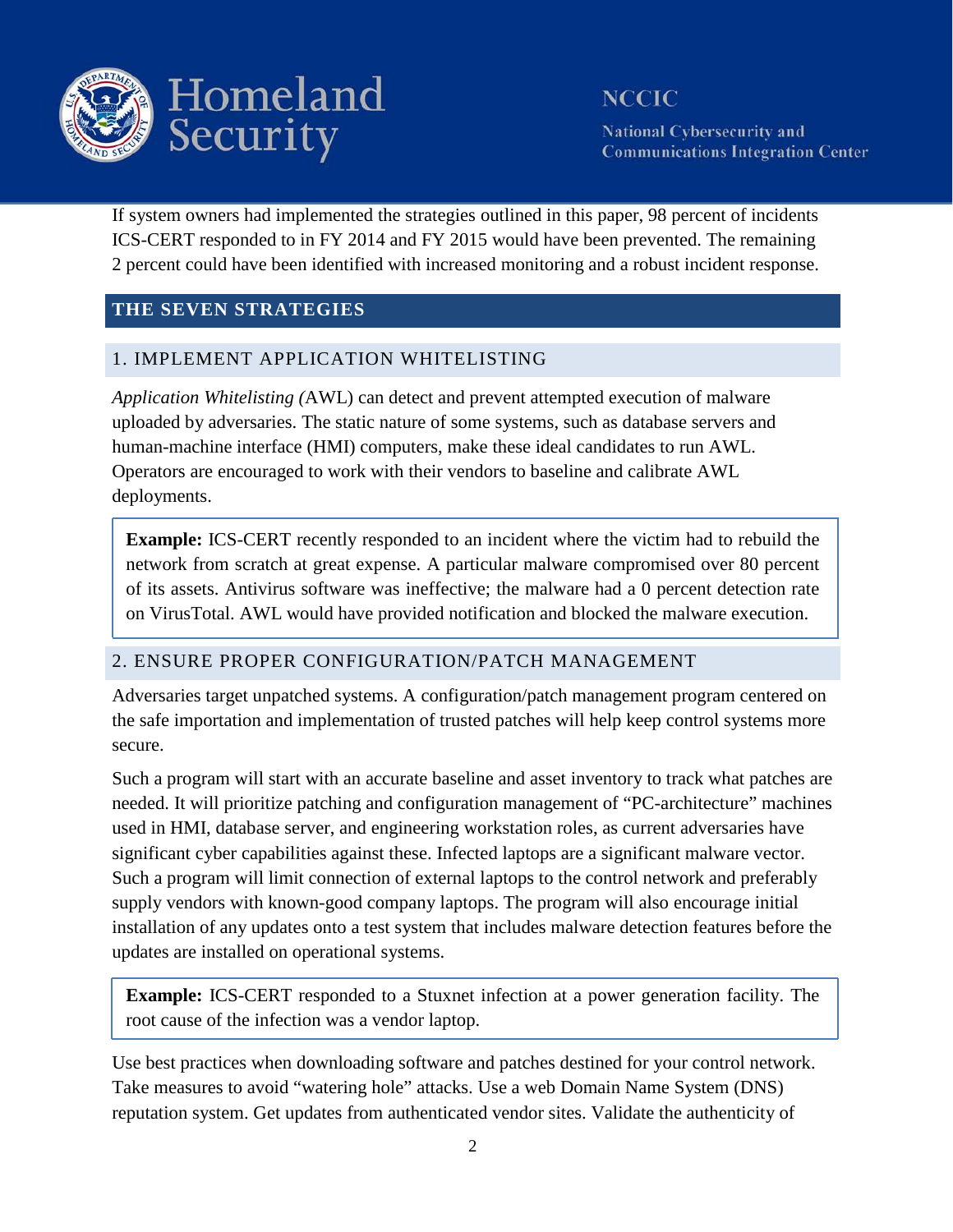If system owners had implemented the strategies outlined in this paper, 98 percent of incidents ICS-CERT responded to in FY 2014 and FY 2015 would have been prevented. The remaining 2 percent could have been identified with increased monitoring and a robust incident response.

## THE SEVEN STRATEGIES

### 1. IMPLEMENT APPLICATION WHITELISTING

*Application Whitelisting (*AWL) can detect and prevent attempted execution of malware uploaded by adversaries. The static nature of some systems, such as database servers and human-machine interface (HMI) computers, make these ideal candidates to run AWL. Operators are encouraged to work with their vendors to baseline and calibrate AWL deployments.

> **Example:** ICS-CERT recently responded to an incident where the victim had to rebuild the network from scratch at great expense. A particular malware compromised over 80 percent of its assets. Antivirus software was ineffective; the malware had a 0 percent detection rate on VirusTotal. AWL would have provided notification and blocked the malware execution.

### 2. ENSURE PROPER CONFIGURATION/PATCH MANAGEMENT

Adversaries target unpatched systems. A configuration/patch management program centered on the safe importation and implementation of trusted patches will help keep control systems more secure.

Such a program will start with an accurate baseline and asset inventory to track what patches are needed. It will prioritize patching and configuration management of "PC-architecture" machines used in HMI, database server, and engineering workstation roles, as current adversaries have significant cyber capabilities against these. Infected laptops are a significant malware vector. Such a program will limit connection of external laptops to the control network and preferably supply vendors with known-good company laptops. The program will also encourage initial installation of any updates onto a test system that includes malware detection features before the updates are installed on operational systems.

> **Example:** ICS-CERT responded to a Stuxnet infection at a power generation facility. The root cause of the infection was a vendor laptop.

Use best practices when downloading software and patches destined for your control network. Take measures to avoid "watering hole" attacks. Use a web Domain Name System (DNS) reputation system. Get updates from authenticated vendor sites. Validate the authenticity of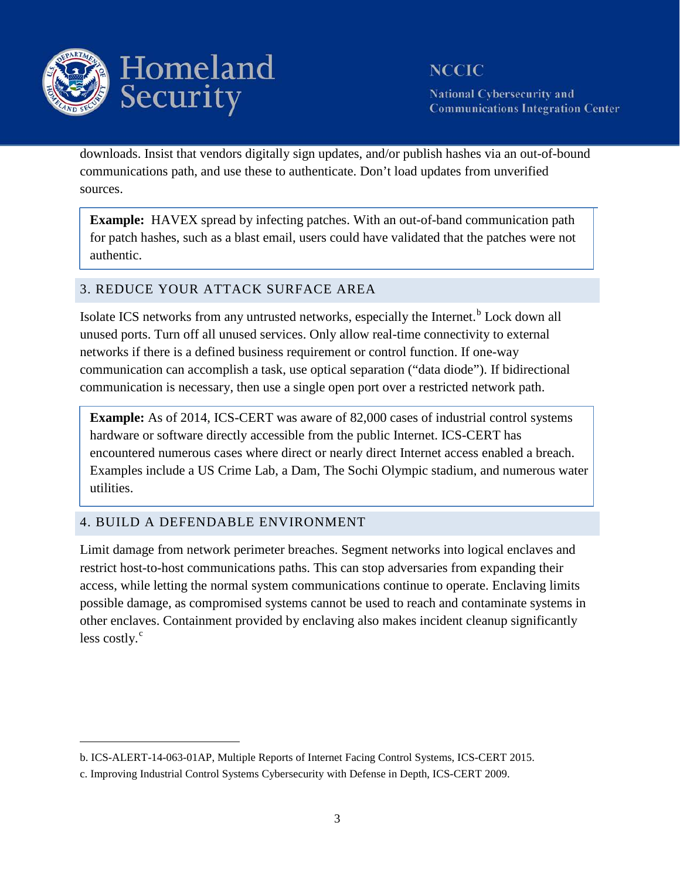downloads. Insist that vendors digitally sign updates, and/or publish hashes via an out-of-bound communications path, and use these to authenticate. Don't load updates from unverified sources.

> **Example:** HAVEX spread by infecting patches. With an out-of-band communication path for patch hashes, such as a blast email, users could have validated that the patches were not authentic.

## 3. REDUCE YOUR ATTACK SURFACE AREA

Isolate ICS networks from any untrusted networks, especially the Internet.[b] Lock down all unused ports. Turn off all unused services. Only allow real-time connectivity to external networks if there is a defined business requirement or control function. If one-way communication can accomplish a task, use optical separation ("data diode"). If bidirectional communication is necessary, then use a single open port over a restricted network path.

> **Example:** As of 2014, ICS-CERT was aware of 82,000 cases of industrial control systems hardware or software directly accessible from the public Internet. ICS-CERT has encountered numerous cases where direct or nearly direct Internet access enabled a breach. Examples include a US Crime Lab, a Dam, The Sochi Olympic stadium, and numerous water utilities.

## 4. BUILD A DEFENDABLE ENVIRONMENT

Limit damage from network perimeter breaches. Segment networks into logical enclaves and restrict host-to-host communications paths. This can stop adversaries from expanding their access, while letting the normal system communications continue to operate. Enclaving limits possible damage, as compromised systems cannot be used to reach and contaminate systems in other enclaves. Containment provided by enclaving also makes incident cleanup significantly less costly.[c]

---

b. ICS-ALERT-14-063-01AP, Multiple Reports of Internet Facing Control Systems, ICS-CERT 2015.

c. Improving Industrial Control Systems Cybersecurity with Defense in Depth, ICS-CERT 2009.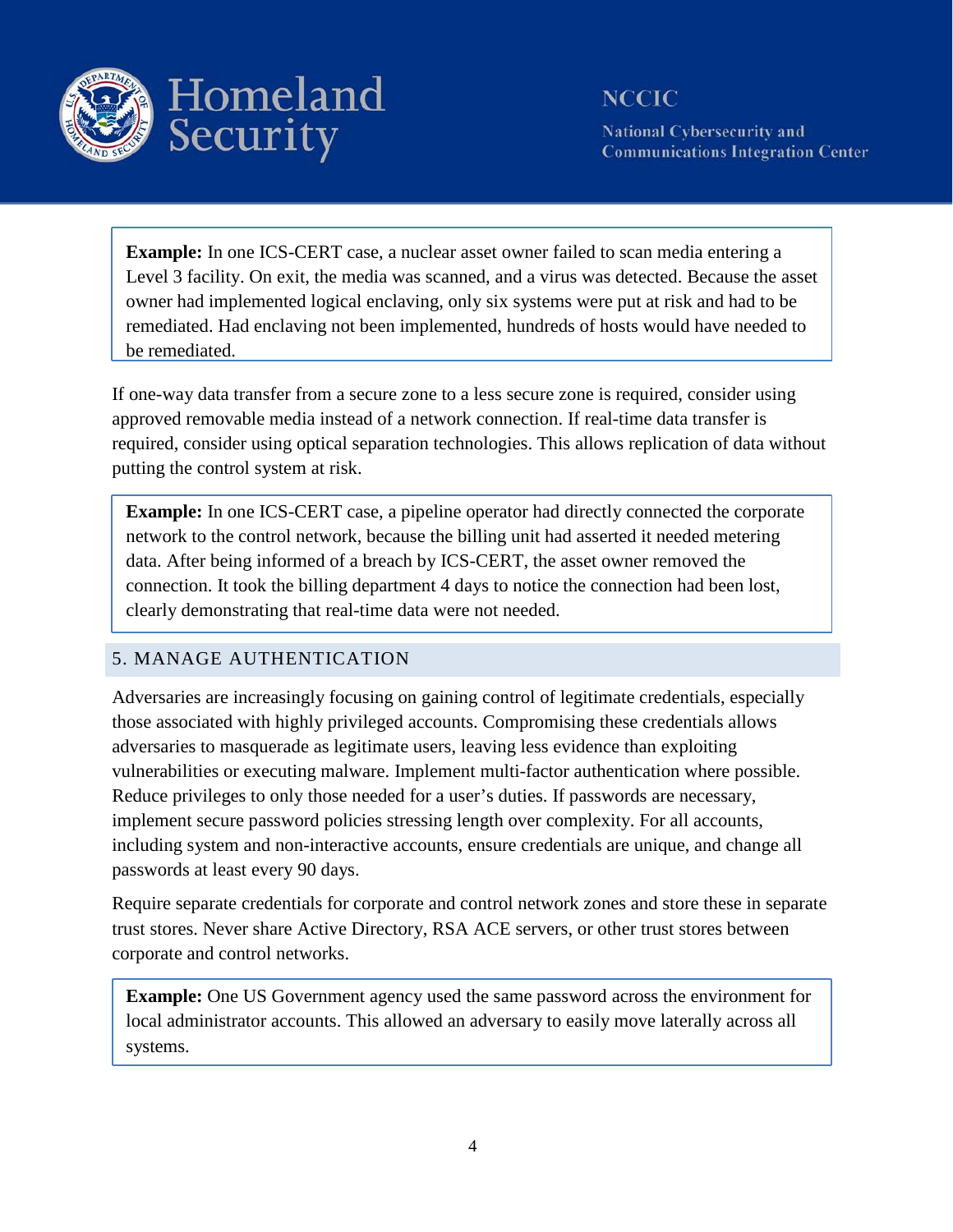**Example:** In one ICS-CERT case, a nuclear asset owner failed to scan media entering a Level 3 facility. On exit, the media was scanned, and a virus was detected. Because the asset owner had implemented logical enclaving, only six systems were put at risk and had to be remediated. Had enclaving not been implemented, hundreds of hosts would have needed to be remediated.

If one-way data transfer from a secure zone to a less secure zone is required, consider using approved removable media instead of a network connection. If real-time data transfer is required, consider using optical separation technologies. This allows replication of data without putting the control system at risk.

**Example:** In one ICS-CERT case, a pipeline operator had directly connected the corporate network to the control network, because the billing unit had asserted it needed metering data. After being informed of a breach by ICS-CERT, the asset owner removed the connection. It took the billing department 4 days to notice the connection had been lost, clearly demonstrating that real-time data were not needed.

## 5. MANAGE AUTHENTICATION

Adversaries are increasingly focusing on gaining control of legitimate credentials, especially those associated with highly privileged accounts. Compromising these credentials allows adversaries to masquerade as legitimate users, leaving less evidence than exploiting vulnerabilities or executing malware. Implement multi-factor authentication where possible. Reduce privileges to only those needed for a user's duties. If passwords are necessary, implement secure password policies stressing length over complexity. For all accounts, including system and non-interactive accounts, ensure credentials are unique, and change all passwords at least every 90 days.

Require separate credentials for corporate and control network zones and store these in separate trust stores. Never share Active Directory, RSA ACE servers, or other trust stores between corporate and control networks.

**Example:** One US Government agency used the same password across the environment for local administrator accounts. This allowed an adversary to easily move laterally across all systems.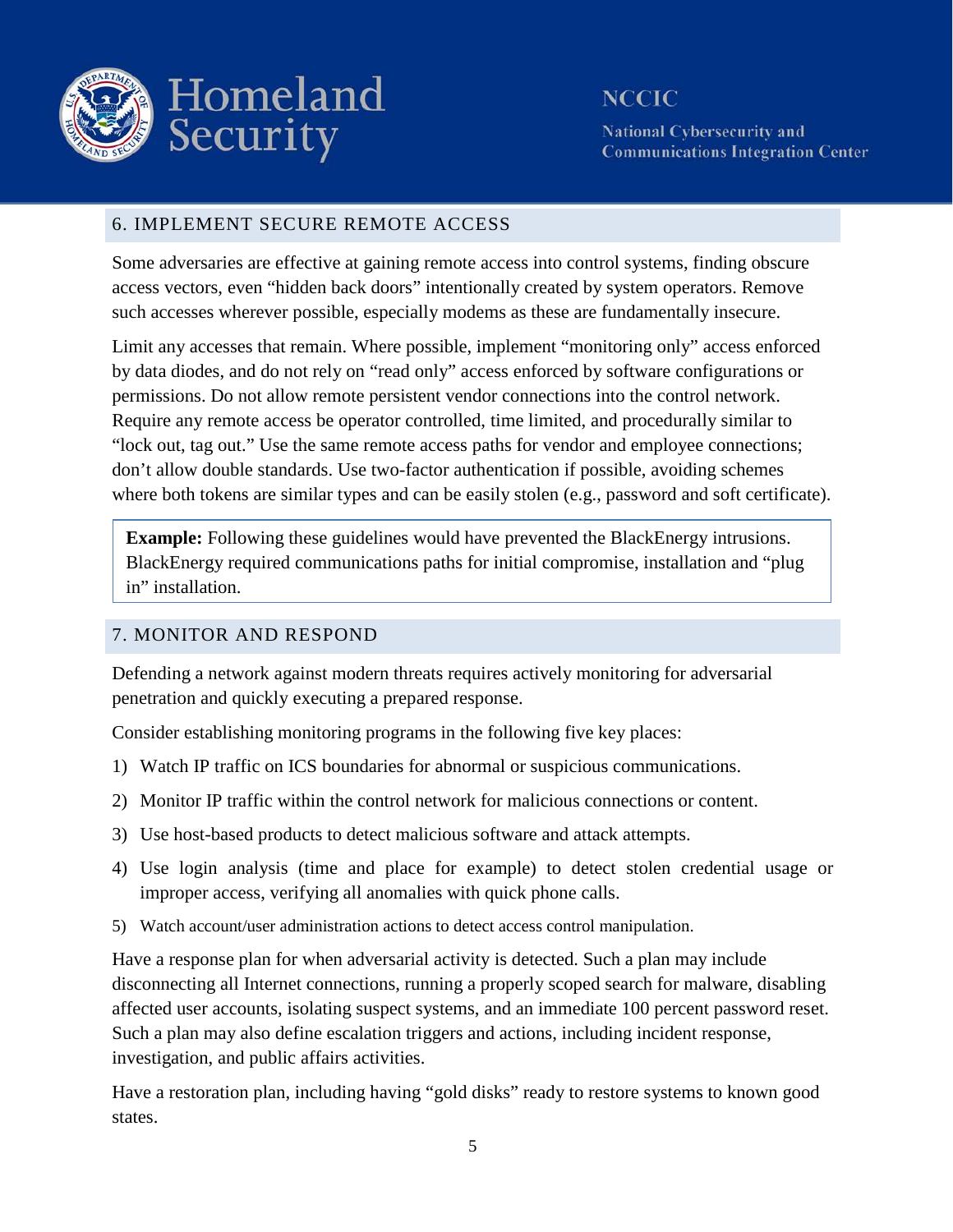## 6. IMPLEMENT SECURE REMOTE ACCESS

Some adversaries are effective at gaining remote access into control systems, finding obscure access vectors, even "hidden back doors" intentionally created by system operators. Remove such accesses wherever possible, especially modems as these are fundamentally insecure.

Limit any accesses that remain. Where possible, implement "monitoring only" access enforced by data diodes, and do not rely on "read only" access enforced by software configurations or permissions. Do not allow remote persistent vendor connections into the control network. Require any remote access be operator controlled, time limited, and procedurally similar to "lock out, tag out." Use the same remote access paths for vendor and employee connections; don't allow double standards. Use two-factor authentication if possible, avoiding schemes where both tokens are similar types and can be easily stolen (e.g., password and soft certificate).

> **Example:** Following these guidelines would have prevented the BlackEnergy intrusions. BlackEnergy required communications paths for initial compromise, installation and "plug in" installation.

## 7. MONITOR AND RESPOND

Defending a network against modern threats requires actively monitoring for adversarial penetration and quickly executing a prepared response.

Consider establishing monitoring programs in the following five key places:

1) Watch IP traffic on ICS boundaries for abnormal or suspicious communications.
2) Monitor IP traffic within the control network for malicious connections or content.
3) Use host-based products to detect malicious software and attack attempts.
4) Use login analysis (time and place for example) to detect stolen credential usage or improper access, verifying all anomalies with quick phone calls.
5) Watch account/user administration actions to detect access control manipulation.

Have a response plan for when adversarial activity is detected. Such a plan may include disconnecting all Internet connections, running a properly scoped search for malware, disabling affected user accounts, isolating suspect systems, and an immediate 100 percent password reset. Such a plan may also define escalation triggers and actions, including incident response, investigation, and public affairs activities.

Have a restoration plan, including having "gold disks" ready to restore systems to known good states.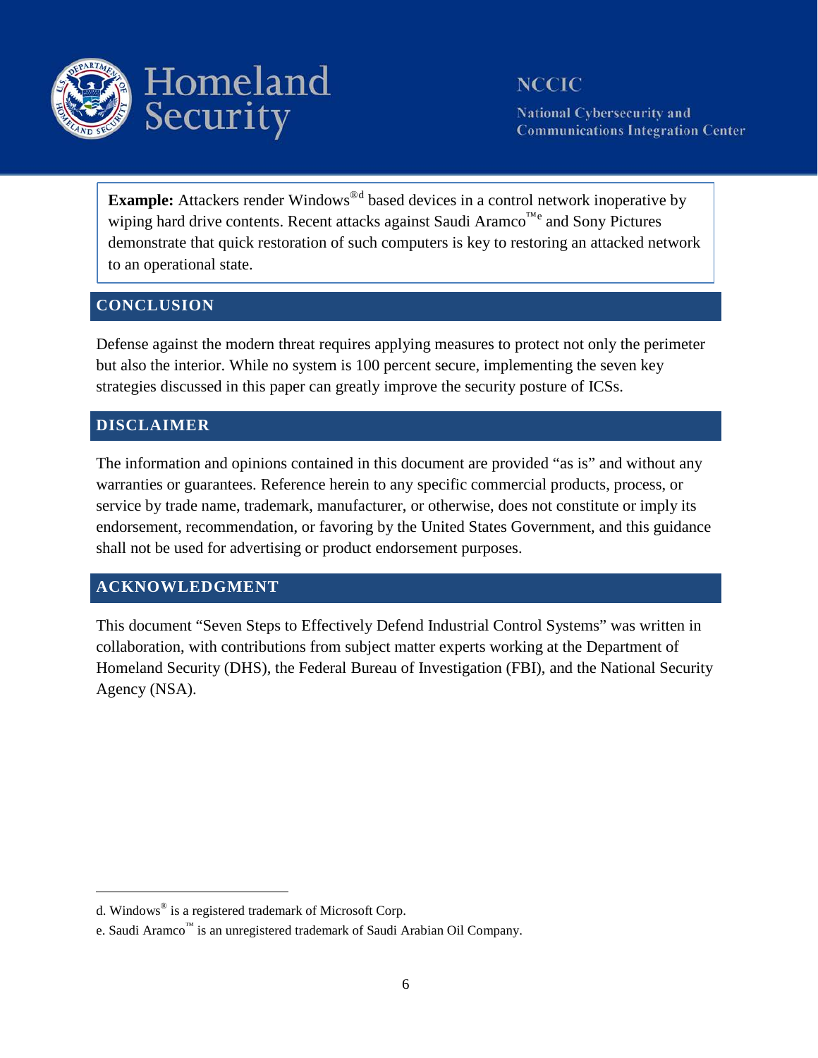**Example:** Attackers render Windows®[d] based devices in a control network inoperative by wiping hard drive contents. Recent attacks against Saudi Aramco™[e] and Sony Pictures demonstrate that quick restoration of such computers is key to restoring an attacked network to an operational state.

## CONCLUSION

Defense against the modern threat requires applying measures to protect not only the perimeter but also the interior. While no system is 100 percent secure, implementing the seven key strategies discussed in this paper can greatly improve the security posture of ICSs.

## DISCLAIMER

The information and opinions contained in this document are provided "as is" and without any warranties or guarantees. Reference herein to any specific commercial products, process, or service by trade name, trademark, manufacturer, or otherwise, does not constitute or imply its endorsement, recommendation, or favoring by the United States Government, and this guidance shall not be used for advertising or product endorsement purposes.

## ACKNOWLEDGMENT

This document "Seven Steps to Effectively Defend Industrial Control Systems" was written in collaboration, with contributions from subject matter experts working at the Department of Homeland Security (DHS), the Federal Bureau of Investigation (FBI), and the National Security Agency (NSA).

---

d. Windows® is a registered trademark of Microsoft Corp.

e. Saudi Aramco™ is an unregistered trademark of Saudi Arabian Oil Company.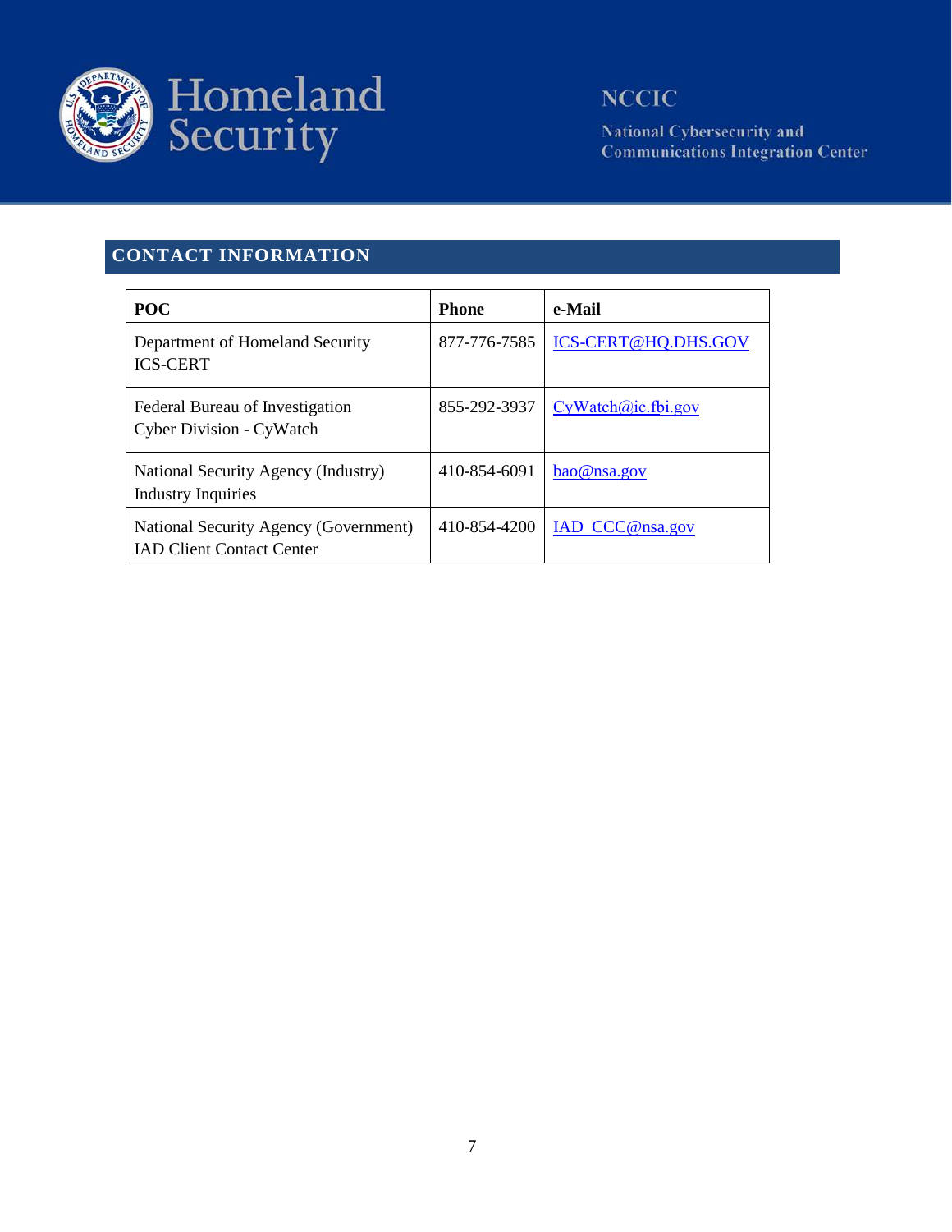## CONTACT INFORMATION

| POC | Phone | e-Mail |
|---|---|---|
| Department of Homeland Security ICS-CERT | 877-776-7585 | ICS-CERT@HQ.DHS.GOV |
| Federal Bureau of Investigation Cyber Division - CyWatch | 855-292-3937 | CyWatch@ic.fbi.gov |
| National Security Agency (Industry) Industry Inquiries | 410-854-6091 | bao@nsa.gov |
| National Security Agency (Government) IAD Client Contact Center | 410-854-4200 | IAD_CCC@nsa.gov |